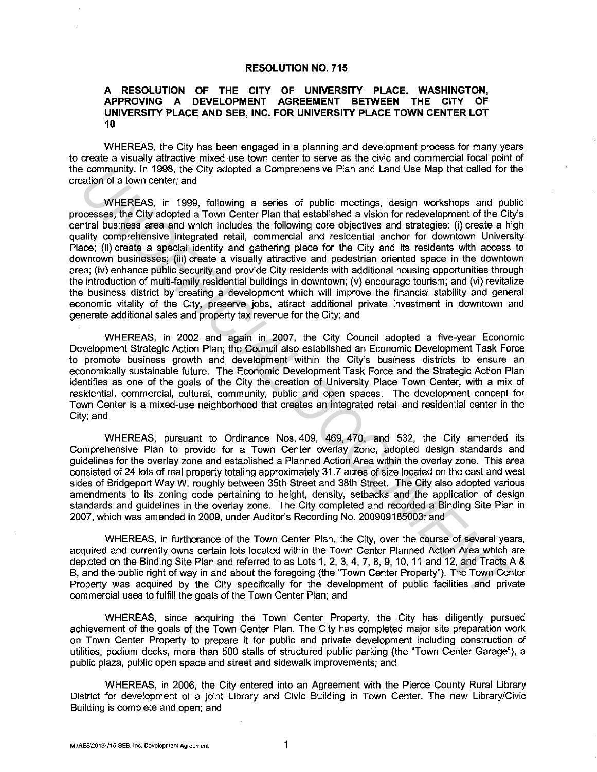# RESOLUTION NO. 715

## A RESOLUTION OF THE CITY OF UNIVERSITY PLACE, WASHINGTON, APPROVING A DEVELOPMENT AGREEMENT BETWEEN THE CITY OF UNIVERSITY PLACE AND SEB, INC. FOR UNIVERSITY PLACE TOWN CENTER LOT 10

WHEREAS, the City has been engaged in a planning and development process for many years to create a visually attractive mixed-use town center to serve as the civic and commercial focal point of the community. In 1998, the City adopted a Comprehensive Plan and Land Use Map that called for the creation of a town center; and

WHEREAS, in 1999, following a series of public meetings, design workshops and public processes, the City adopted a Town Center Plan that established a vision for redevelopment of the City's central business area and which includes the following core objectives and strategies: (i) create a high quality comprehensive integrated retail, commercial and residential anchor for downtown University Place; (ii) create a special identity and gathering place for the City and its residents with access to downtown businesses; (iii) create a visually attractive and pedestrian oriented space in the downtown area; (iv) enhance public security and provide City residents with additional housing opportunities through the introduction of multi-family residential buildings in downtown; (v) encourage tourism; and (vi) revitalize the business district by creating a development which will improve the financial stability and general economic vitality of the City, preserve jobs, attract additional private investment in downtown and generate additional sales and property tax revenue for the City; and

WHEREAS, in 2002 and again in 2007, the City Council adopted a five-year Economic Development Strategic Action Plan; the Council also established an Economic Development Task Force to promote business growth and development within the City's business districts to ensure an economically sustainable future. The Economic Development Task Force and the Strategic Action Plan identifies as one of the goals of the City the creation of University Place Town Center, with a mix of residential, commercial, cultural, community, public and open spaces. The development concept for Town Center is a mixed-use neighborhood that creates an integrated retail and residential center in the City; and

WHEREAS, pursuant to Ordinance Nos. 409, 469, 470, and 532, the City amended its Comprehensive Plan to provide for a Town Center overlay zone, adopted design standards and guidelines for the overlay zone and established a Planned Action Area within the overlay zone. This area consisted of 24 lots of real property totaling approximately 31.7 acres of size located on the east and west sides of Bridgeport Way W. roughly between 35th Street and 38th Street. The City also adopted various amendments to its zoning code pertaining to height, density, setbacks and the application of design standards and guidelines in the overlay zone. The City completed and recorded a Binding Site Plan in 2007, which was amended in 2009, under Auditor's Recording No. 200909185003; and

WHEREAS, in furtherance of the Town Center Plan, the City, over the course of several years, acquired and currently owns certain lots located within the Town Center Planned Action Area which are depicted on the Binding Site Plan and referred to as Lots 1, 2, 3, 4, 7, 8, 9, 10, 11 and 12, and Tracts A & B, and the public right of way in and about the foregoing (the "Town Center Property"). The Town Center Property was acquired by the City specifically for the development of public facilities and private commercial uses to fulfill the goals of the Town Center Plan; and

WHEREAS, since acquiring the Town Center Property, the City has diligently pursued achievement of the goals of the Town Center Plan. The City has completed major site preparation work on Town Center Property to prepare it for public and private development including construction of utilities, podium decks, more than 500 stalls of structured public parking (the "Town Center Garage"), a public plaza, public open space and street and sidewalk improvements; and

WHEREAS, in 2006, the City entered into an Agreement with the Pierce County Rural Library District for development of a joint Library and Civic Building in Town Center. The new Library/Civic Building is complete and open; and

M:\RES\2013\715-SEB, Inc. Development Agreement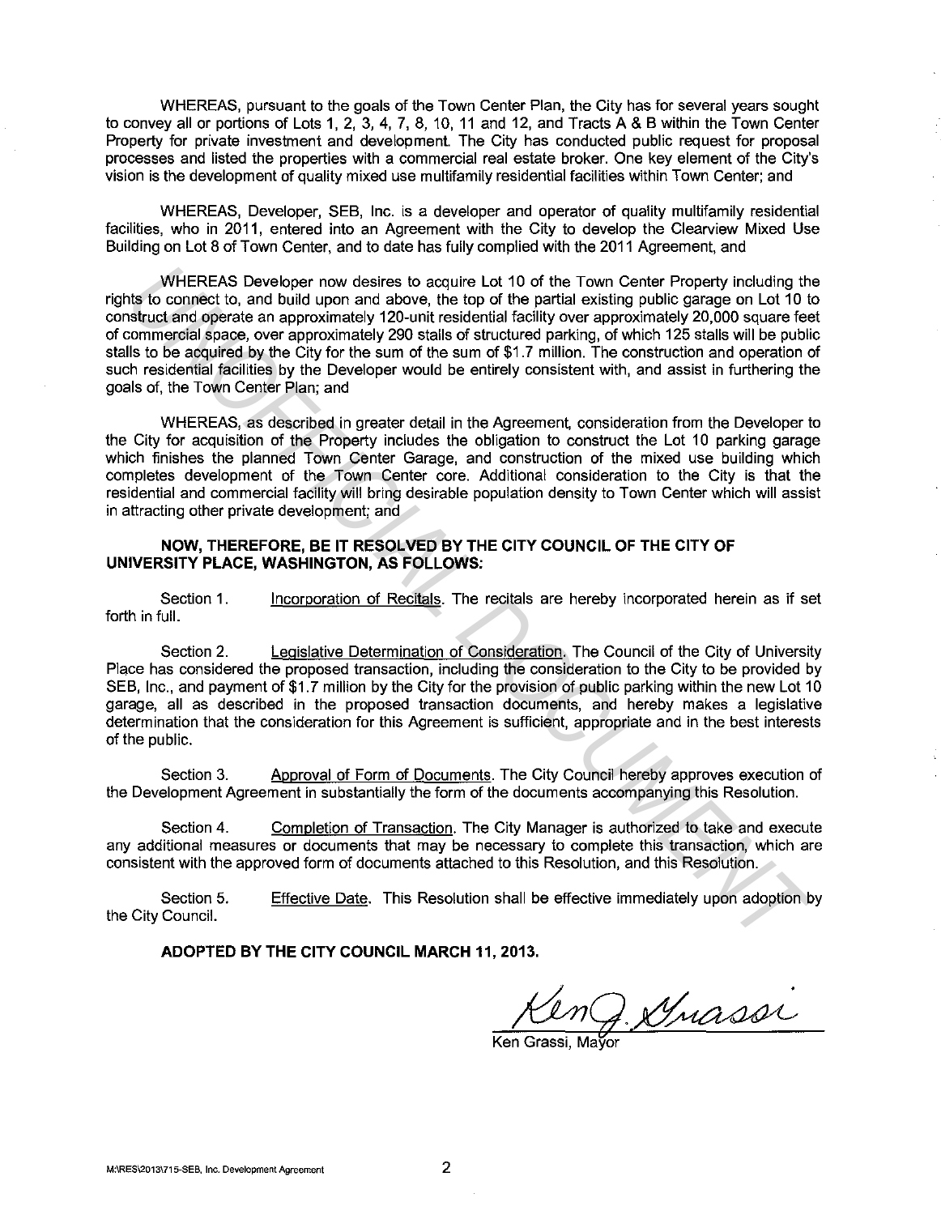WHEREAS, pursuant to the goals of the Town Center Plan, the City has for several years sought to convey all or portions of Lots 1, 2, 3, 4, 7, 8, 10, 11 and 12, and Tracts A & B within the Town Center Property for private investment and development. The City has conducted public request for proposal processes and listed the properties with a commercial real estate broker. One key element of the City's vision is the development of quality mixed use multifamily residential facilities within Town Center; and

WHEREAS, Developer, SEB, Inc. is a developer and operator of quality multifamily residential facilities, who in 2011, entered into an Agreement with the City to develop the Clearview Mixed Use Building on Lot 8 of Town Center, and to date has fully complied with the 2011 Agreement, and

WHEREAS Developer now desires to acquire Lot 10 of the Town Center Property including the rights to connect to, and build upon and above, the top of the partial existing public garage on Lot 10 to construct and operate an approximately 120-unit residential facility over approximately 20,000 square feet of commercial space, over approximately 290 stalls of structured parking, of which 125 stalls will be public stalls to be acquired by the City for the sum of the sum of $1.7 million. The construction and operation of such residential facilities by the Developer would be entirely consistent with, and assist in furthering the goals of, the Town Center Plan; and

WHEREAS, as described in greater detail in the Agreement, consideration from the Developer to the City for acquisition of the Property includes the obligation to construct the Lot 10 parking garage which finishes the planned Town Center Garage, and construction of the mixed use building which completes development of the Town Center core. Additional consideration to the City is that the residential and commercial facility will bring desirable population density to Town Center which will assist in attracting other private development; and

**NOW, THEREFORE, BE IT RESOLVED BY THE CITY COUNCIL OF THE CITY OF UNIVERSITY PLACE, WASHINGTON, AS FOLLOWS:**

Section 1. Incorporation of Recitals. The recitals are hereby incorporated herein as if set forth in full.

Section 2. Legislative Determination of Consideration. The Council of the City of University Place has considered the proposed transaction, including the consideration to the City to be provided by SEB, Inc., and payment of $1.7 million by the City for the provision of public parking within the new Lot 10 garage, all as described in the proposed transaction documents, and hereby makes a legislative determination that the consideration for this Agreement is sufficient, appropriate and in the best interests of the public.

Section 3. Approval of Form of Documents. The City Council hereby approves execution of the Development Agreement in substantially the form of the documents accompanying this Resolution.

Section 4. Completion of Transaction. The City Manager is authorized to take and execute any additional measures or documents that may be necessary to complete this transaction, which are consistent with the approved form of documents attached to this Resolution, and this Resolution.

Section 5. Effective Date. This Resolution shall be effective immediately upon adoption by the City Council.

**ADOPTED BY THE CITY COUNCIL MARCH 11, 2013.**

Ken Grassi, Mayor

M:\RES\2013\715-SEB, Inc. Development Agreement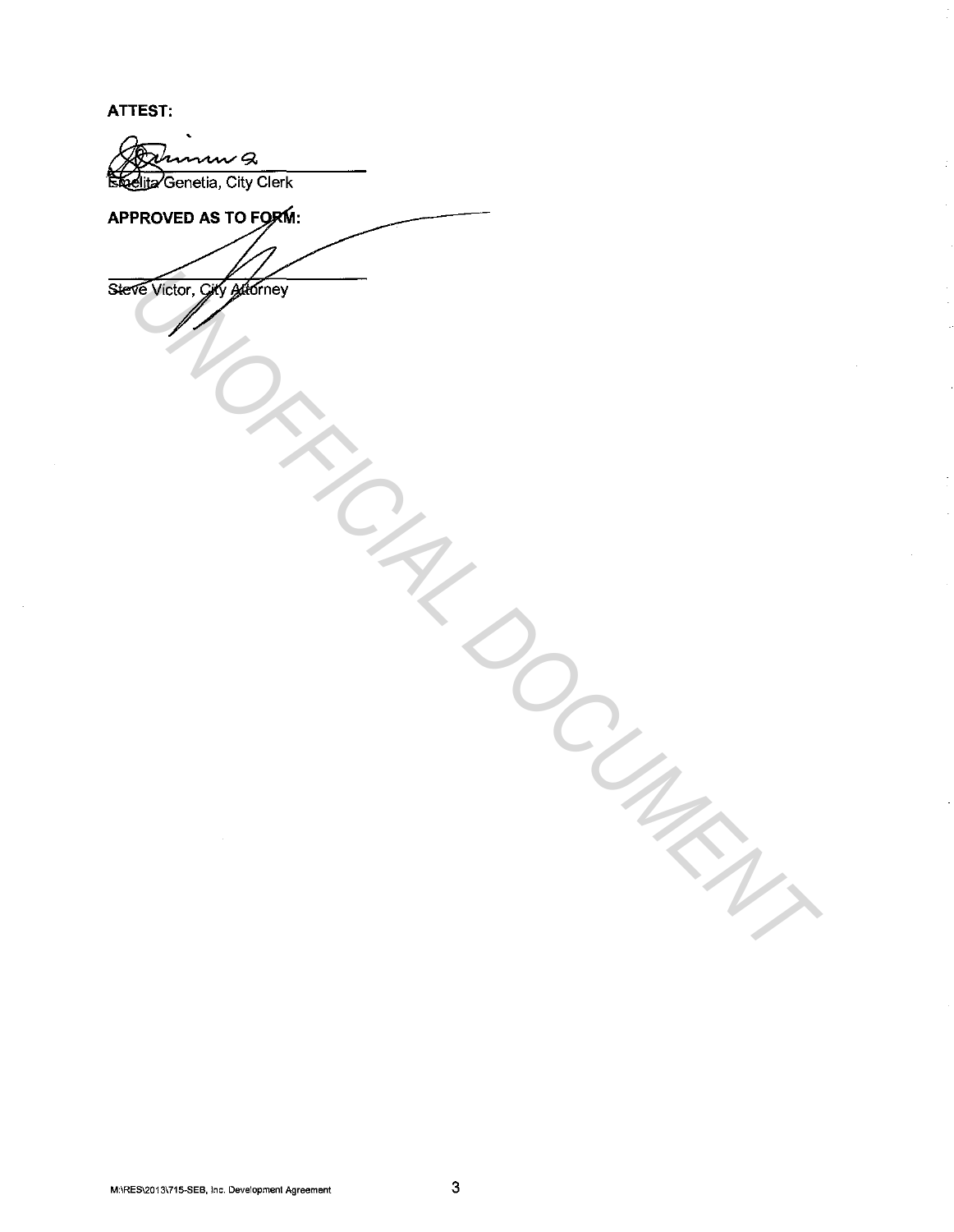**ATTEST:**

______________________________
Emelita Genetia, City Clerk

**APPROVED AS TO FORM:**

______________________________
Steve Victor, City Attorney

UNOFFICIAL DOCUMENT

M:\RES\2013\715-SEB, Inc. Development Agreement